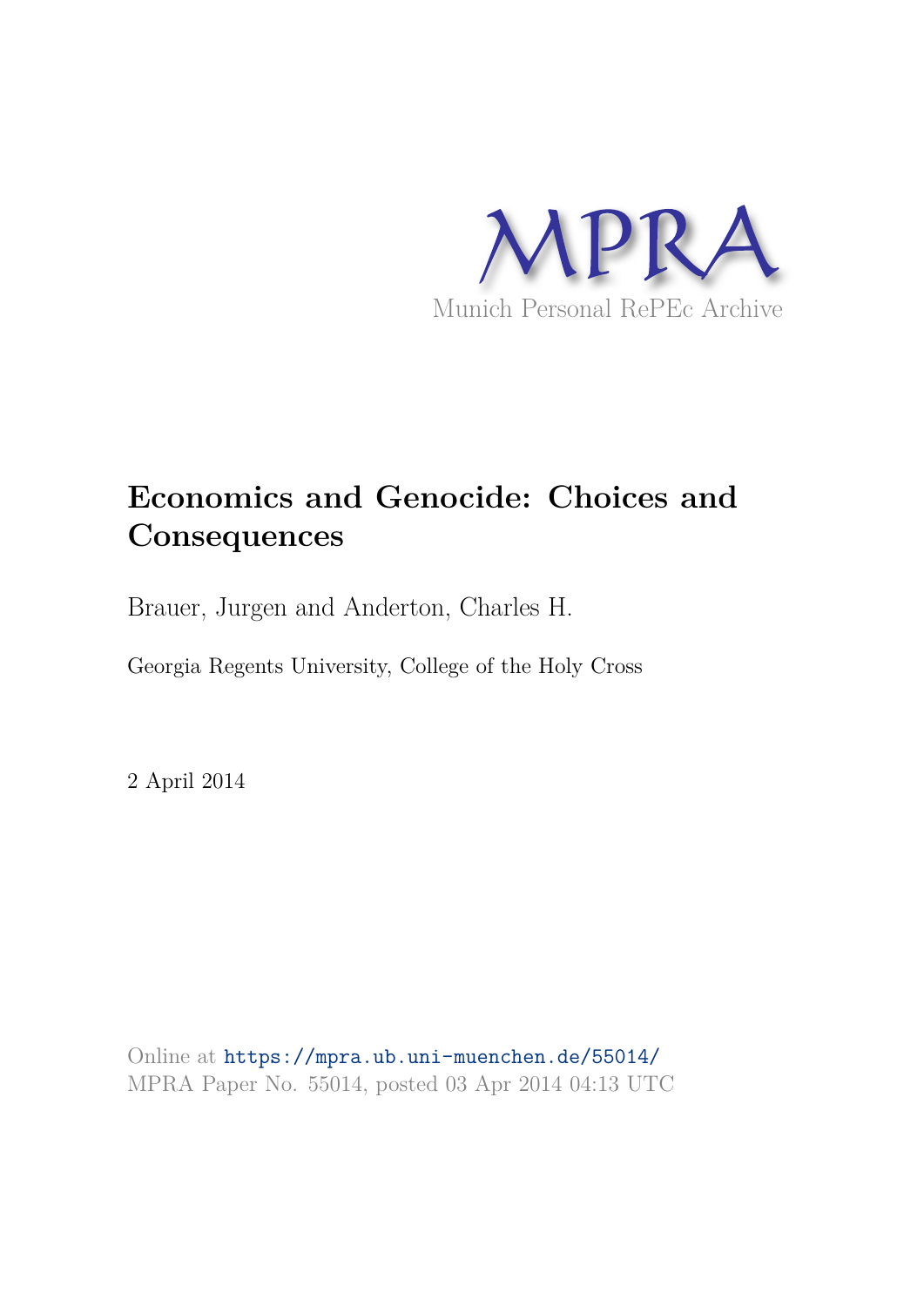MPRA

Munich Personal RePEc Archive

# Economics and Genocide: Choices and Consequences

Brauer, Jurgen and Anderton, Charles H.

Georgia Regents University, College of the Holy Cross

2 April 2014

Online at https://mpra.ub.uni-muenchen.de/55014/
MPRA Paper No. 55014, posted 03 Apr 2014 04:13 UTC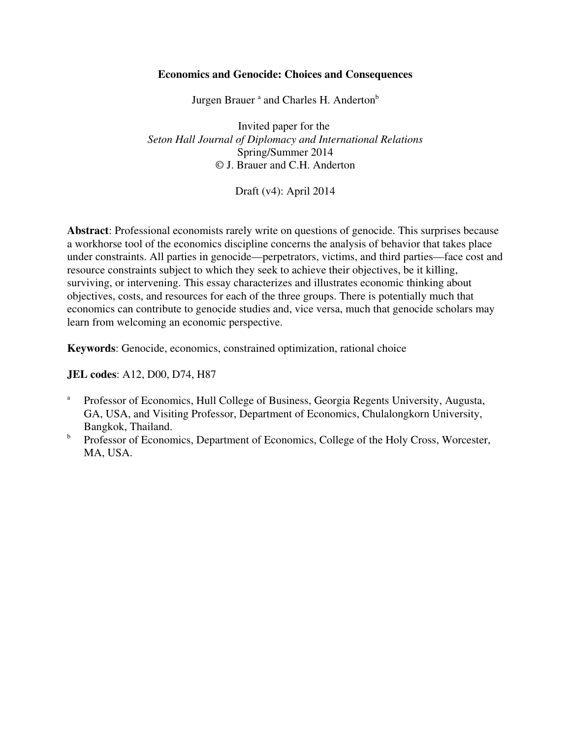**Economics and Genocide: Choices and Consequences**

Jurgen Brauer [a] and Charles H. Anderton[b]

Invited paper for the
*Seton Hall Journal of Diplomacy and International Relations*
Spring/Summer 2014
© J. Brauer and C.H. Anderton

Draft (v4): April 2014

**Abstract**: Professional economists rarely write on questions of genocide. This surprises because a workhorse tool of the economics discipline concerns the analysis of behavior that takes place under constraints. All parties in genocide—perpetrators, victims, and third parties—face cost and resource constraints subject to which they seek to achieve their objectives, be it killing, surviving, or intervening. This essay characterizes and illustrates economic thinking about objectives, costs, and resources for each of the three groups. There is potentially much that economics can contribute to genocide studies and, vice versa, much that genocide scholars may learn from welcoming an economic perspective.

**Keywords**: Genocide, economics, constrained optimization, rational choice

**JEL codes**: A12, D00, D74, H87

[a] Professor of Economics, Hull College of Business, Georgia Regents University, Augusta, GA, USA, and Visiting Professor, Department of Economics, Chulalongkorn University, Bangkok, Thailand.

[b] Professor of Economics, Department of Economics, College of the Holy Cross, Worcester, MA, USA.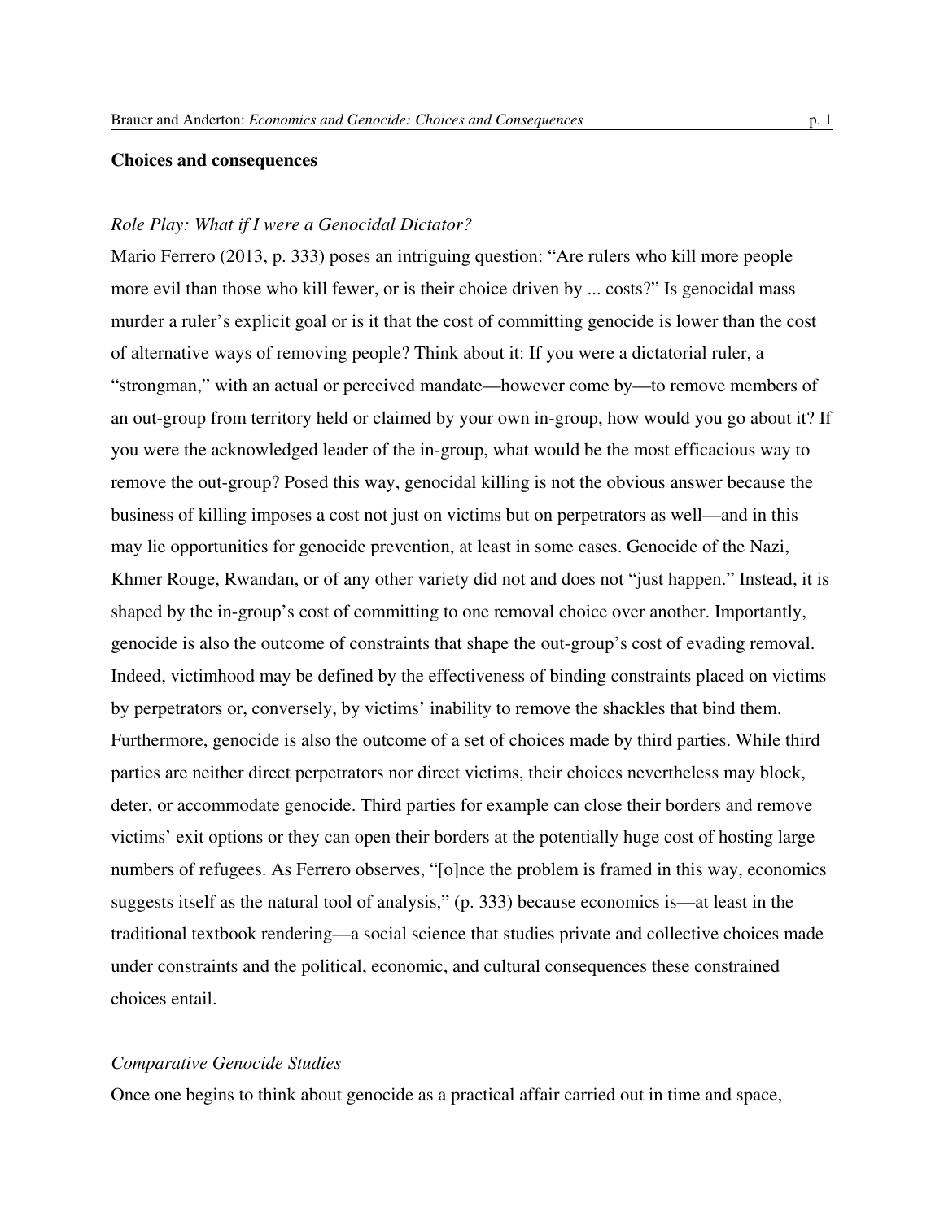**Choices and consequences**

*Role Play: What if I were a Genocidal Dictator?*

Mario Ferrero (2013, p. 333) poses an intriguing question: "Are rulers who kill more people more evil than those who kill fewer, or is their choice driven by ... costs?" Is genocidal mass murder a ruler's explicit goal or is it that the cost of committing genocide is lower than the cost of alternative ways of removing people? Think about it: If you were a dictatorial ruler, a "strongman," with an actual or perceived mandate—however come by—to remove members of an out-group from territory held or claimed by your own in-group, how would you go about it? If you were the acknowledged leader of the in-group, what would be the most efficacious way to remove the out-group? Posed this way, genocidal killing is not the obvious answer because the business of killing imposes a cost not just on victims but on perpetrators as well—and in this may lie opportunities for genocide prevention, at least in some cases. Genocide of the Nazi, Khmer Rouge, Rwandan, or of any other variety did not and does not "just happen." Instead, it is shaped by the in-group's cost of committing to one removal choice over another. Importantly, genocide is also the outcome of constraints that shape the out-group's cost of evading removal. Indeed, victimhood may be defined by the effectiveness of binding constraints placed on victims by perpetrators or, conversely, by victims' inability to remove the shackles that bind them. Furthermore, genocide is also the outcome of a set of choices made by third parties. While third parties are neither direct perpetrators nor direct victims, their choices nevertheless may block, deter, or accommodate genocide. Third parties for example can close their borders and remove victims' exit options or they can open their borders at the potentially huge cost of hosting large numbers of refugees. As Ferrero observes, "[o]nce the problem is framed in this way, economics suggests itself as the natural tool of analysis," (p. 333) because economics is—at least in the traditional textbook rendering—a social science that studies private and collective choices made under constraints and the political, economic, and cultural consequences these constrained choices entail.

*Comparative Genocide Studies*

Once one begins to think about genocide as a practical affair carried out in time and space,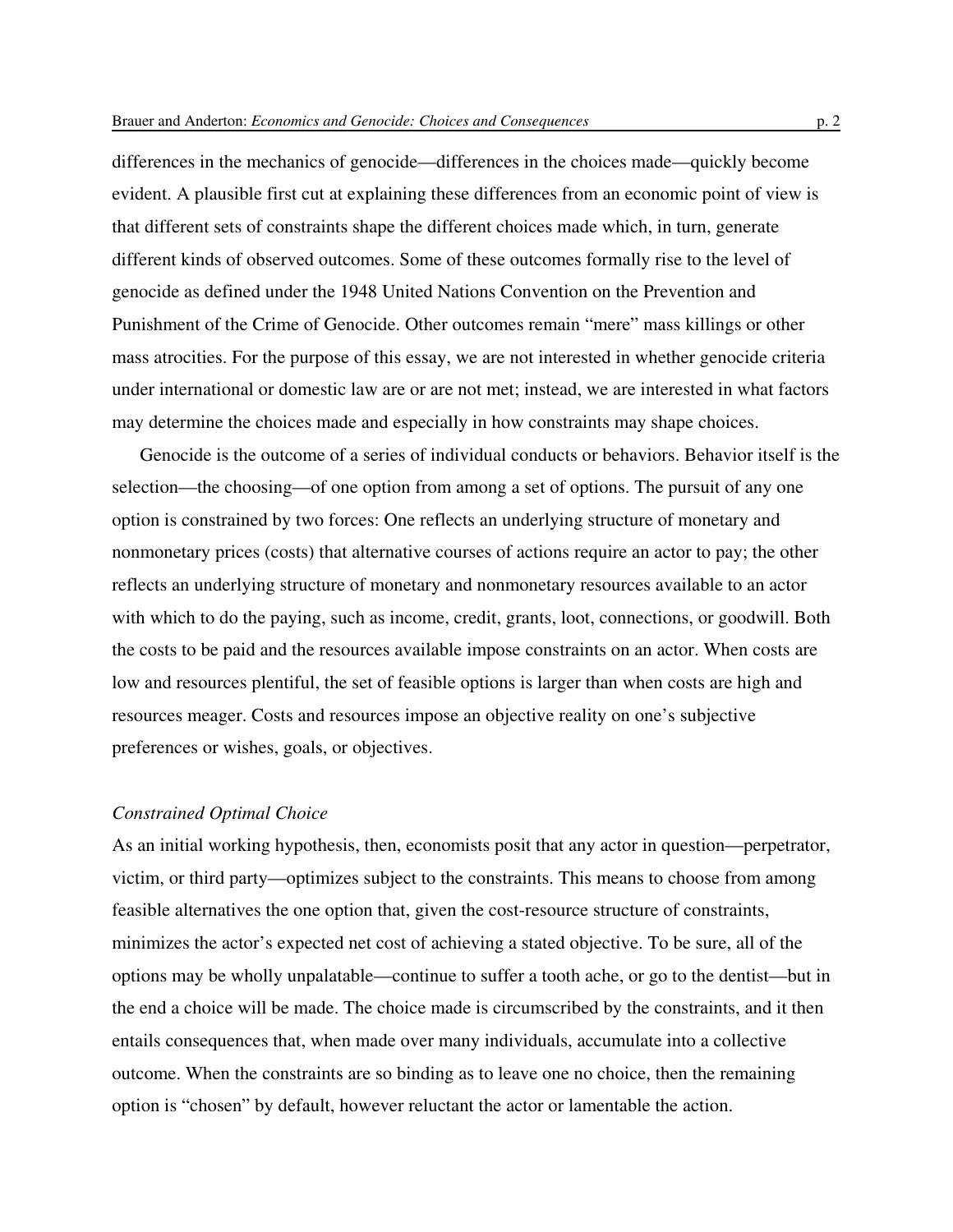differences in the mechanics of genocide—differences in the choices made—quickly become evident. A plausible first cut at explaining these differences from an economic point of view is that different sets of constraints shape the different choices made which, in turn, generate different kinds of observed outcomes. Some of these outcomes formally rise to the level of genocide as defined under the 1948 United Nations Convention on the Prevention and Punishment of the Crime of Genocide. Other outcomes remain "mere" mass killings or other mass atrocities. For the purpose of this essay, we are not interested in whether genocide criteria under international or domestic law are or are not met; instead, we are interested in what factors may determine the choices made and especially in how constraints may shape choices.

Genocide is the outcome of a series of individual conducts or behaviors. Behavior itself is the selection—the choosing—of one option from among a set of options. The pursuit of any one option is constrained by two forces: One reflects an underlying structure of monetary and nonmonetary prices (costs) that alternative courses of actions require an actor to pay; the other reflects an underlying structure of monetary and nonmonetary resources available to an actor with which to do the paying, such as income, credit, grants, loot, connections, or goodwill. Both the costs to be paid and the resources available impose constraints on an actor. When costs are low and resources plentiful, the set of feasible options is larger than when costs are high and resources meager. Costs and resources impose an objective reality on one's subjective preferences or wishes, goals, or objectives.

*Constrained Optimal Choice*

As an initial working hypothesis, then, economists posit that any actor in question—perpetrator, victim, or third party—optimizes subject to the constraints. This means to choose from among feasible alternatives the one option that, given the cost-resource structure of constraints, minimizes the actor's expected net cost of achieving a stated objective. To be sure, all of the options may be wholly unpalatable—continue to suffer a tooth ache, or go to the dentist—but in the end a choice will be made. The choice made is circumscribed by the constraints, and it then entails consequences that, when made over many individuals, accumulate into a collective outcome. When the constraints are so binding as to leave one no choice, then the remaining option is "chosen" by default, however reluctant the actor or lamentable the action.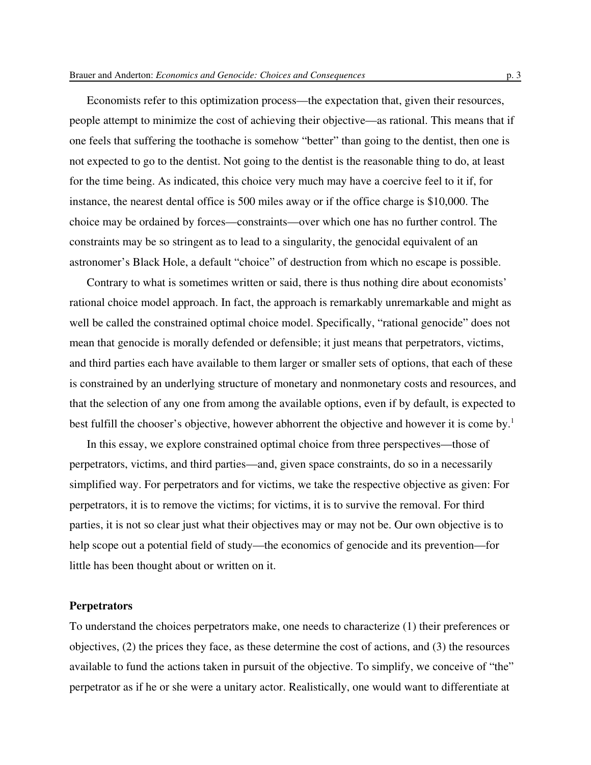Economists refer to this optimization process—the expectation that, given their resources, people attempt to minimize the cost of achieving their objective—as rational. This means that if one feels that suffering the toothache is somehow "better" than going to the dentist, then one is not expected to go to the dentist. Not going to the dentist is the reasonable thing to do, at least for the time being. As indicated, this choice very much may have a coercive feel to it if, for instance, the nearest dental office is 500 miles away or if the office charge is $10,000. The choice may be ordained by forces—constraints—over which one has no further control. The constraints may be so stringent as to lead to a singularity, the genocidal equivalent of an astronomer's Black Hole, a default "choice" of destruction from which no escape is possible.

Contrary to what is sometimes written or said, there is thus nothing dire about economists' rational choice model approach. In fact, the approach is remarkably unremarkable and might as well be called the constrained optimal choice model. Specifically, "rational genocide" does not mean that genocide is morally defended or defensible; it just means that perpetrators, victims, and third parties each have available to them larger or smaller sets of options, that each of these is constrained by an underlying structure of monetary and nonmonetary costs and resources, and that the selection of any one from among the available options, even if by default, is expected to best fulfill the chooser's objective, however abhorrent the objective and however it is come by.[1]

In this essay, we explore constrained optimal choice from three perspectives—those of perpetrators, victims, and third parties—and, given space constraints, do so in a necessarily simplified way. For perpetrators and for victims, we take the respective objective as given: For perpetrators, it is to remove the victims; for victims, it is to survive the removal. For third parties, it is not so clear just what their objectives may or may not be. Our own objective is to help scope out a potential field of study—the economics of genocide and its prevention—for little has been thought about or written on it.

## Perpetrators

To understand the choices perpetrators make, one needs to characterize (1) their preferences or objectives, (2) the prices they face, as these determine the cost of actions, and (3) the resources available to fund the actions taken in pursuit of the objective. To simplify, we conceive of "the" perpetrator as if he or she were a unitary actor. Realistically, one would want to differentiate at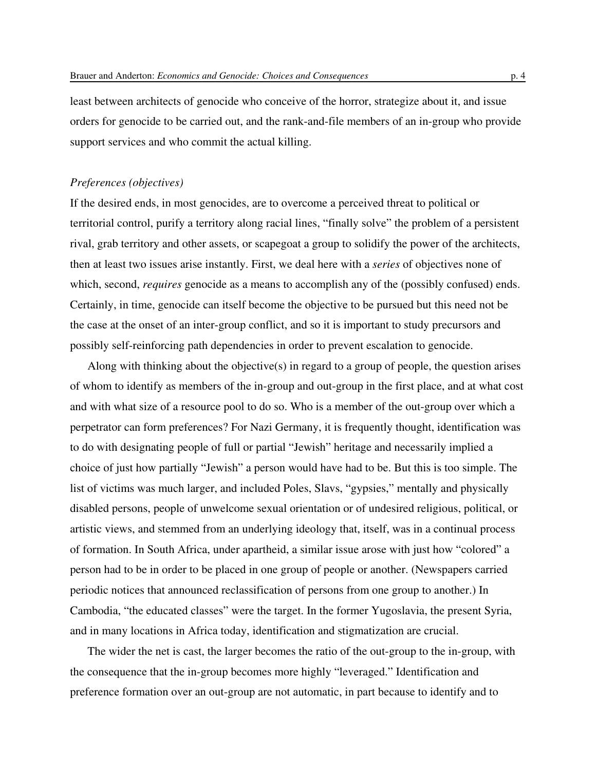least between architects of genocide who conceive of the horror, strategize about it, and issue orders for genocide to be carried out, and the rank-and-file members of an in-group who provide support services and who commit the actual killing.

### *Preferences (objectives)*

If the desired ends, in most genocides, are to overcome a perceived threat to political or territorial control, purify a territory along racial lines, "finally solve" the problem of a persistent rival, grab territory and other assets, or scapegoat a group to solidify the power of the architects, then at least two issues arise instantly. First, we deal here with a *series* of objectives none of which, second, *requires* genocide as a means to accomplish any of the (possibly confused) ends. Certainly, in time, genocide can itself become the objective to be pursued but this need not be the case at the onset of an inter-group conflict, and so it is important to study precursors and possibly self-reinforcing path dependencies in order to prevent escalation to genocide.

Along with thinking about the objective(s) in regard to a group of people, the question arises of whom to identify as members of the in-group and out-group in the first place, and at what cost and with what size of a resource pool to do so. Who is a member of the out-group over which a perpetrator can form preferences? For Nazi Germany, it is frequently thought, identification was to do with designating people of full or partial "Jewish" heritage and necessarily implied a choice of just how partially "Jewish" a person would have had to be. But this is too simple. The list of victims was much larger, and included Poles, Slavs, "gypsies," mentally and physically disabled persons, people of unwelcome sexual orientation or of undesired religious, political, or artistic views, and stemmed from an underlying ideology that, itself, was in a continual process of formation. In South Africa, under apartheid, a similar issue arose with just how "colored" a person had to be in order to be placed in one group of people or another. (Newspapers carried periodic notices that announced reclassification of persons from one group to another.) In Cambodia, "the educated classes" were the target. In the former Yugoslavia, the present Syria, and in many locations in Africa today, identification and stigmatization are crucial.

The wider the net is cast, the larger becomes the ratio of the out-group to the in-group, with the consequence that the in-group becomes more highly "leveraged." Identification and preference formation over an out-group are not automatic, in part because to identify and to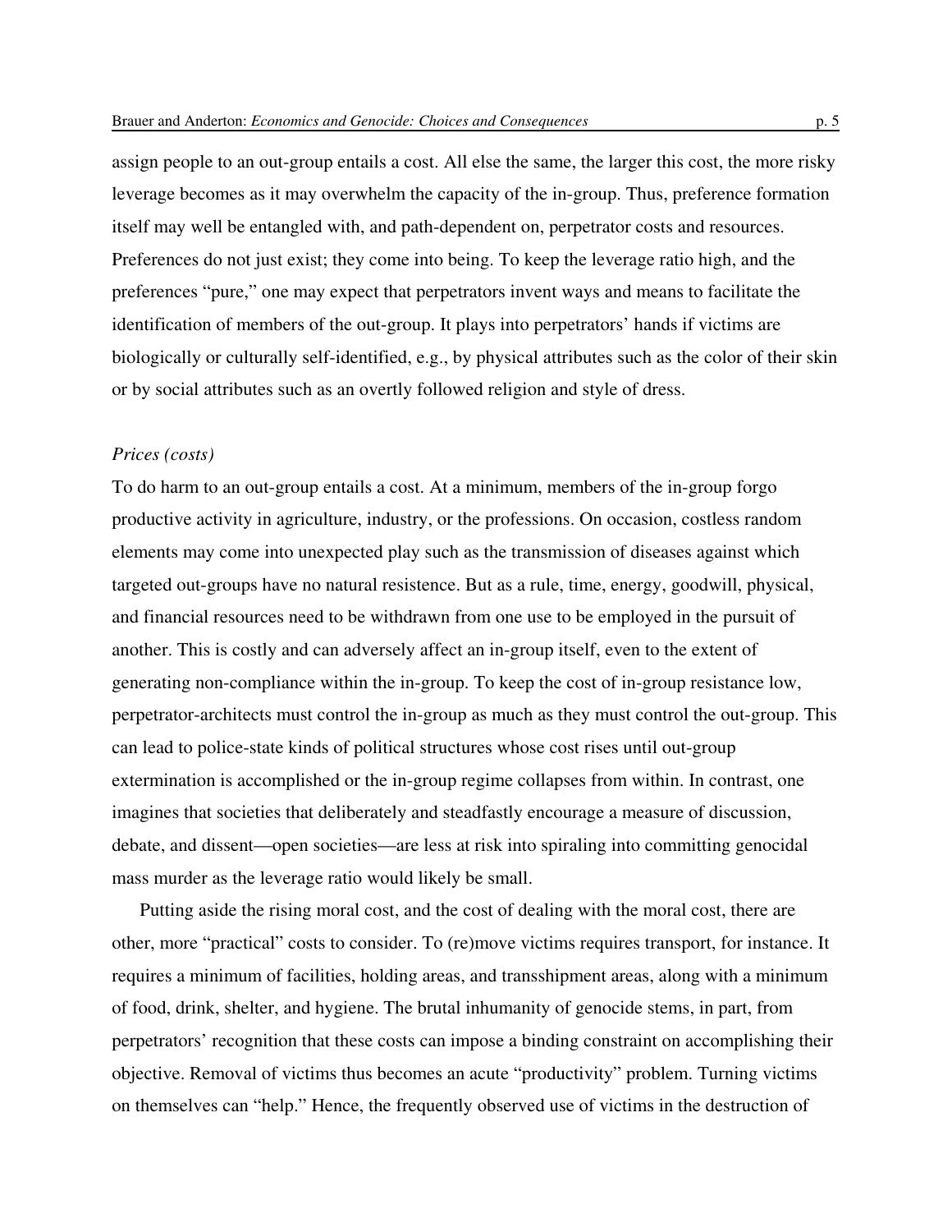assign people to an out-group entails a cost. All else the same, the larger this cost, the more risky leverage becomes as it may overwhelm the capacity of the in-group. Thus, preference formation itself may well be entangled with, and path-dependent on, perpetrator costs and resources. Preferences do not just exist; they come into being. To keep the leverage ratio high, and the preferences "pure," one may expect that perpetrators invent ways and means to facilitate the identification of members of the out-group. It plays into perpetrators' hands if victims are biologically or culturally self-identified, e.g., by physical attributes such as the color of their skin or by social attributes such as an overtly followed religion and style of dress.

*Prices (costs)*

To do harm to an out-group entails a cost. At a minimum, members of the in-group forgo productive activity in agriculture, industry, or the professions. On occasion, costless random elements may come into unexpected play such as the transmission of diseases against which targeted out-groups have no natural resistence. But as a rule, time, energy, goodwill, physical, and financial resources need to be withdrawn from one use to be employed in the pursuit of another. This is costly and can adversely affect an in-group itself, even to the extent of generating non-compliance within the in-group. To keep the cost of in-group resistance low, perpetrator-architects must control the in-group as much as they must control the out-group. This can lead to police-state kinds of political structures whose cost rises until out-group extermination is accomplished or the in-group regime collapses from within. In contrast, one imagines that societies that deliberately and steadfastly encourage a measure of discussion, debate, and dissent—open societies—are less at risk into spiraling into committing genocidal mass murder as the leverage ratio would likely be small.

Putting aside the rising moral cost, and the cost of dealing with the moral cost, there are other, more "practical" costs to consider. To (re)move victims requires transport, for instance. It requires a minimum of facilities, holding areas, and transshipment areas, along with a minimum of food, drink, shelter, and hygiene. The brutal inhumanity of genocide stems, in part, from perpetrators' recognition that these costs can impose a binding constraint on accomplishing their objective. Removal of victims thus becomes an acute "productivity" problem. Turning victims on themselves can "help." Hence, the frequently observed use of victims in the destruction of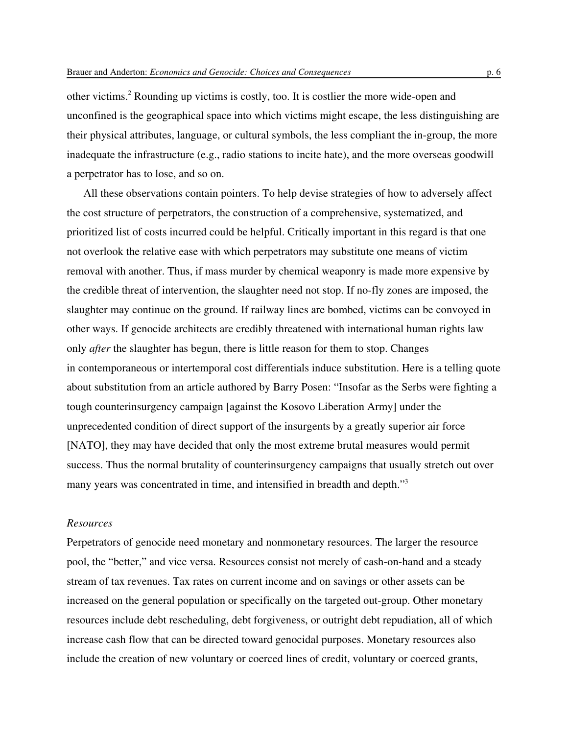other victims.[2] Rounding up victims is costly, too. It is costlier the more wide-open and unconfined is the geographical space into which victims might escape, the less distinguishing are their physical attributes, language, or cultural symbols, the less compliant the in-group, the more inadequate the infrastructure (e.g., radio stations to incite hate), and the more overseas goodwill a perpetrator has to lose, and so on.

All these observations contain pointers. To help devise strategies of how to adversely affect the cost structure of perpetrators, the construction of a comprehensive, systematized, and prioritized list of costs incurred could be helpful. Critically important in this regard is that one not overlook the relative ease with which perpetrators may substitute one means of victim removal with another. Thus, if mass murder by chemical weaponry is made more expensive by the credible threat of intervention, the slaughter need not stop. If no-fly zones are imposed, the slaughter may continue on the ground. If railway lines are bombed, victims can be convoyed in other ways. If genocide architects are credibly threatened with international human rights law only *after* the slaughter has begun, there is little reason for them to stop. Changes in contemporaneous or intertemporal cost differentials induce substitution. Here is a telling quote about substitution from an article authored by Barry Posen: "Insofar as the Serbs were fighting a tough counterinsurgency campaign [against the Kosovo Liberation Army] under the unprecedented condition of direct support of the insurgents by a greatly superior air force [NATO], they may have decided that only the most extreme brutal measures would permit success. Thus the normal brutality of counterinsurgency campaigns that usually stretch out over many years was concentrated in time, and intensified in breadth and depth."[3]

*Resources*

Perpetrators of genocide need monetary and nonmonetary resources. The larger the resource pool, the "better," and vice versa. Resources consist not merely of cash-on-hand and a steady stream of tax revenues. Tax rates on current income and on savings or other assets can be increased on the general population or specifically on the targeted out-group. Other monetary resources include debt rescheduling, debt forgiveness, or outright debt repudiation, all of which increase cash flow that can be directed toward genocidal purposes. Monetary resources also include the creation of new voluntary or coerced lines of credit, voluntary or coerced grants,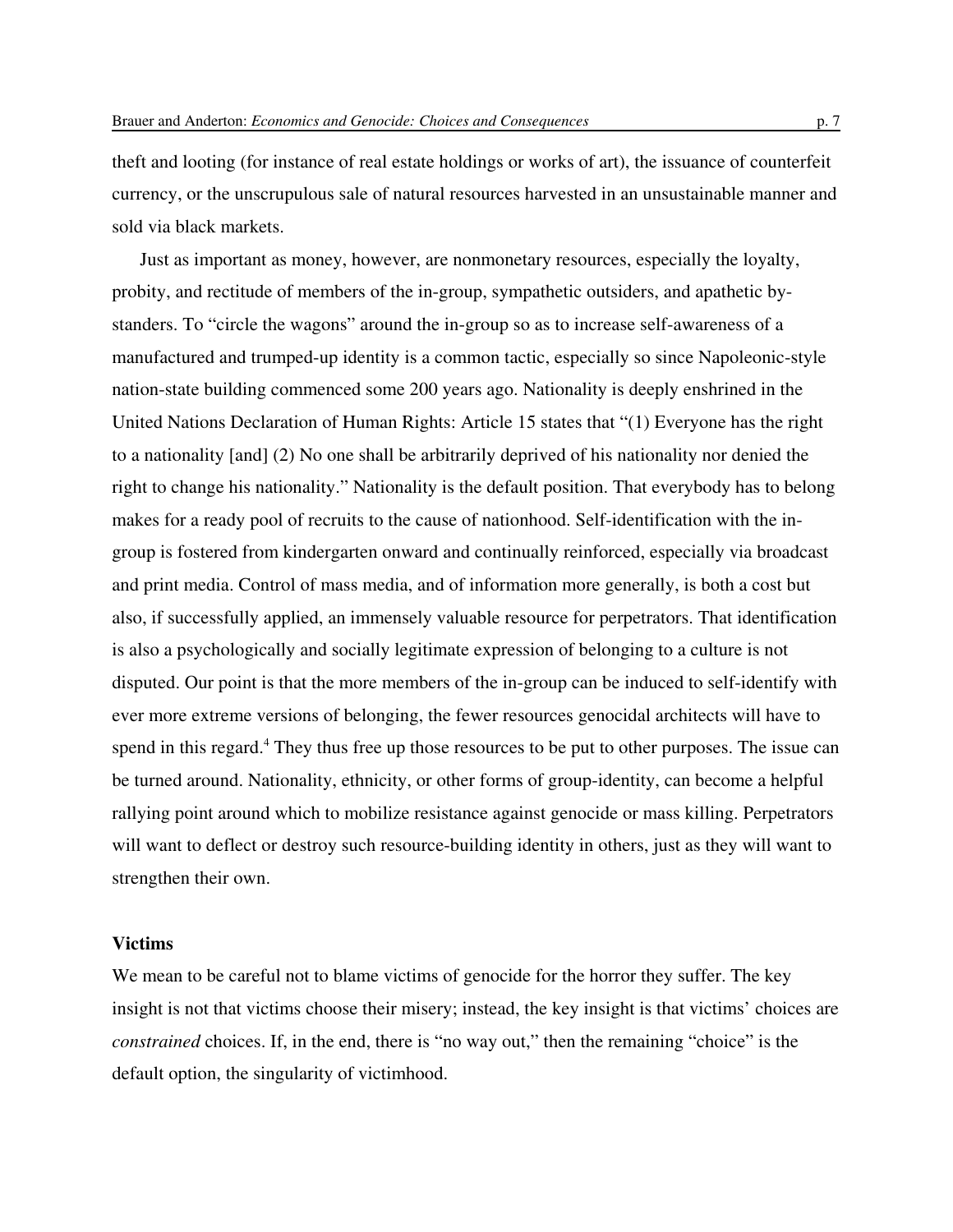theft and looting (for instance of real estate holdings or works of art), the issuance of counterfeit currency, or the unscrupulous sale of natural resources harvested in an unsustainable manner and sold via black markets.

Just as important as money, however, are nonmonetary resources, especially the loyalty, probity, and rectitude of members of the in-group, sympathetic outsiders, and apathetic by-standers. To "circle the wagons" around the in-group so as to increase self-awareness of a manufactured and trumped-up identity is a common tactic, especially so since Napoleonic-style nation-state building commenced some 200 years ago. Nationality is deeply enshrined in the United Nations Declaration of Human Rights: Article 15 states that "(1) Everyone has the right to a nationality [and] (2) No one shall be arbitrarily deprived of his nationality nor denied the right to change his nationality." Nationality is the default position. That everybody has to belong makes for a ready pool of recruits to the cause of nationhood. Self-identification with the in-group is fostered from kindergarten onward and continually reinforced, especially via broadcast and print media. Control of mass media, and of information more generally, is both a cost but also, if successfully applied, an immensely valuable resource for perpetrators. That identification is also a psychologically and socially legitimate expression of belonging to a culture is not disputed. Our point is that the more members of the in-group can be induced to self-identify with ever more extreme versions of belonging, the fewer resources genocidal architects will have to spend in this regard.[4] They thus free up those resources to be put to other purposes. The issue can be turned around. Nationality, ethnicity, or other forms of group-identity, can become a helpful rallying point around which to mobilize resistance against genocide or mass killing. Perpetrators will want to deflect or destroy such resource-building identity in others, just as they will want to strengthen their own.

**Victims**

We mean to be careful not to blame victims of genocide for the horror they suffer. The key insight is not that victims choose their misery; instead, the key insight is that victims' choices are *constrained* choices. If, in the end, there is "no way out," then the remaining "choice" is the default option, the singularity of victimhood.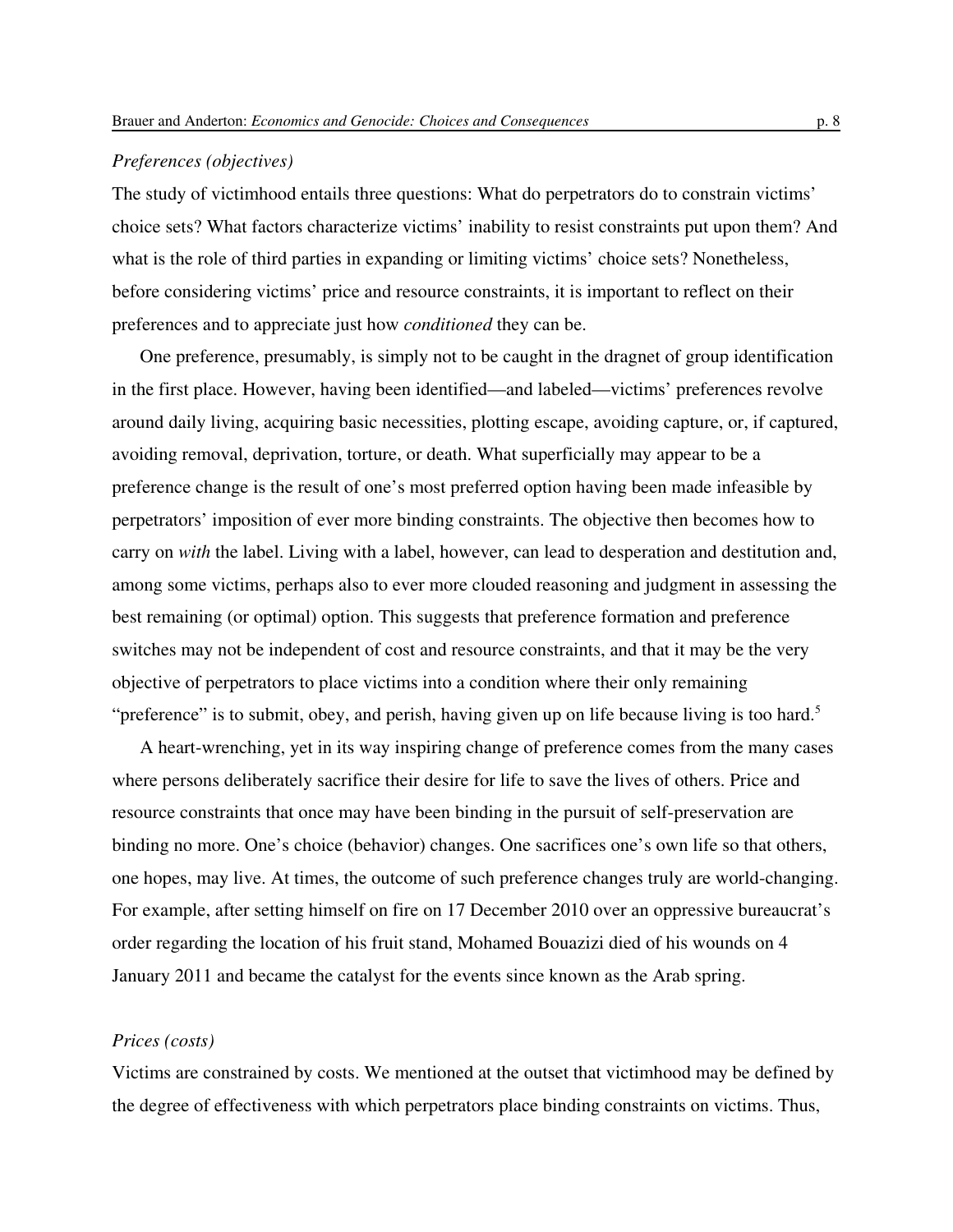*Preferences (objectives)*

The study of victimhood entails three questions: What do perpetrators do to constrain victims' choice sets? What factors characterize victims' inability to resist constraints put upon them? And what is the role of third parties in expanding or limiting victims' choice sets? Nonetheless, before considering victims' price and resource constraints, it is important to reflect on their preferences and to appreciate just how *conditioned* they can be.

One preference, presumably, is simply not to be caught in the dragnet of group identification in the first place. However, having been identified—and labeled—victims' preferences revolve around daily living, acquiring basic necessities, plotting escape, avoiding capture, or, if captured, avoiding removal, deprivation, torture, or death. What superficially may appear to be a preference change is the result of one's most preferred option having been made infeasible by perpetrators' imposition of ever more binding constraints. The objective then becomes how to carry on *with* the label. Living with a label, however, can lead to desperation and destitution and, among some victims, perhaps also to ever more clouded reasoning and judgment in assessing the best remaining (or optimal) option. This suggests that preference formation and preference switches may not be independent of cost and resource constraints, and that it may be the very objective of perpetrators to place victims into a condition where their only remaining "preference" is to submit, obey, and perish, having given up on life because living is too hard.[5]

A heart-wrenching, yet in its way inspiring change of preference comes from the many cases where persons deliberately sacrifice their desire for life to save the lives of others. Price and resource constraints that once may have been binding in the pursuit of self-preservation are binding no more. One's choice (behavior) changes. One sacrifices one's own life so that others, one hopes, may live. At times, the outcome of such preference changes truly are world-changing. For example, after setting himself on fire on 17 December 2010 over an oppressive bureaucrat's order regarding the location of his fruit stand, Mohamed Bouazizi died of his wounds on 4 January 2011 and became the catalyst for the events since known as the Arab spring.

*Prices (costs)*

Victims are constrained by costs. We mentioned at the outset that victimhood may be defined by the degree of effectiveness with which perpetrators place binding constraints on victims. Thus,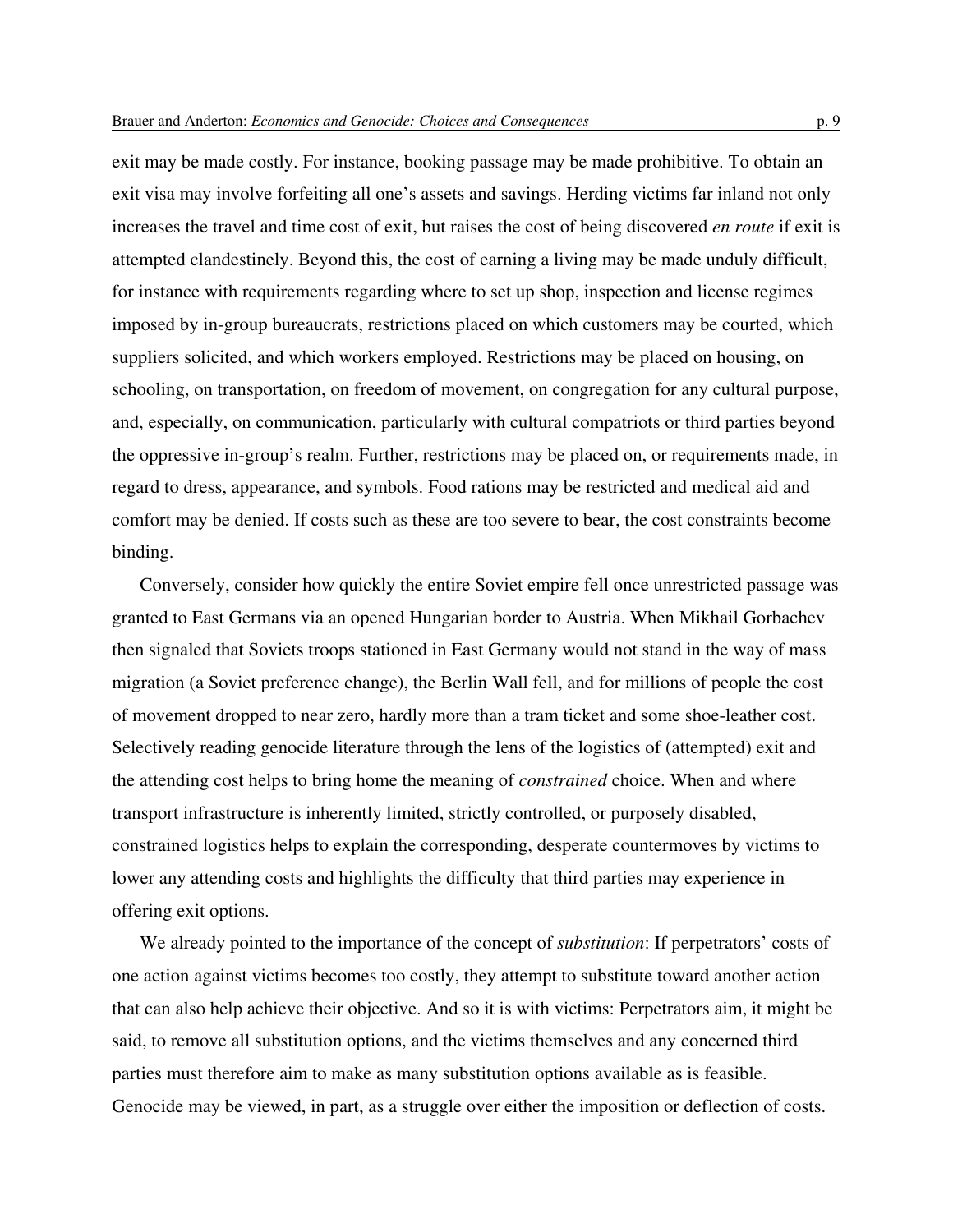exit may be made costly. For instance, booking passage may be made prohibitive. To obtain an exit visa may involve forfeiting all one's assets and savings. Herding victims far inland not only increases the travel and time cost of exit, but raises the cost of being discovered *en route* if exit is attempted clandestinely. Beyond this, the cost of earning a living may be made unduly difficult, for instance with requirements regarding where to set up shop, inspection and license regimes imposed by in-group bureaucrats, restrictions placed on which customers may be courted, which suppliers solicited, and which workers employed. Restrictions may be placed on housing, on schooling, on transportation, on freedom of movement, on congregation for any cultural purpose, and, especially, on communication, particularly with cultural compatriots or third parties beyond the oppressive in-group's realm. Further, restrictions may be placed on, or requirements made, in regard to dress, appearance, and symbols. Food rations may be restricted and medical aid and comfort may be denied. If costs such as these are too severe to bear, the cost constraints become binding.

Conversely, consider how quickly the entire Soviet empire fell once unrestricted passage was granted to East Germans via an opened Hungarian border to Austria. When Mikhail Gorbachev then signaled that Soviets troops stationed in East Germany would not stand in the way of mass migration (a Soviet preference change), the Berlin Wall fell, and for millions of people the cost of movement dropped to near zero, hardly more than a tram ticket and some shoe-leather cost. Selectively reading genocide literature through the lens of the logistics of (attempted) exit and the attending cost helps to bring home the meaning of *constrained* choice. When and where transport infrastructure is inherently limited, strictly controlled, or purposely disabled, constrained logistics helps to explain the corresponding, desperate countermoves by victims to lower any attending costs and highlights the difficulty that third parties may experience in offering exit options.

We already pointed to the importance of the concept of *substitution*: If perpetrators' costs of one action against victims becomes too costly, they attempt to substitute toward another action that can also help achieve their objective. And so it is with victims: Perpetrators aim, it might be said, to remove all substitution options, and the victims themselves and any concerned third parties must therefore aim to make as many substitution options available as is feasible. Genocide may be viewed, in part, as a struggle over either the imposition or deflection of costs.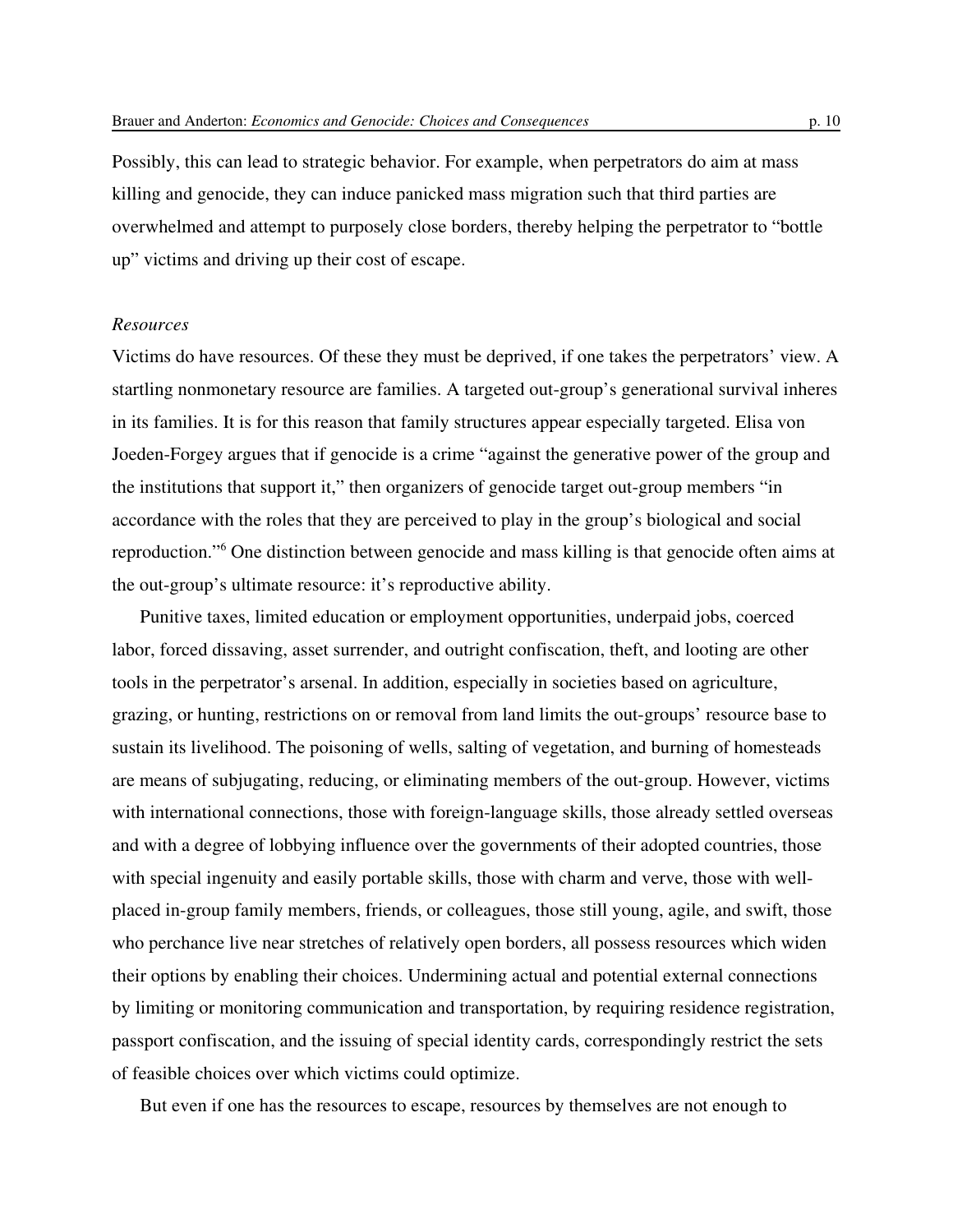Possibly, this can lead to strategic behavior. For example, when perpetrators do aim at mass killing and genocide, they can induce panicked mass migration such that third parties are overwhelmed and attempt to purposely close borders, thereby helping the perpetrator to "bottle up" victims and driving up their cost of escape.

*Resources*

Victims do have resources. Of these they must be deprived, if one takes the perpetrators' view. A startling nonmonetary resource are families. A targeted out-group's generational survival inheres in its families. It is for this reason that family structures appear especially targeted. Elisa von Joeden-Forgey argues that if genocide is a crime "against the generative power of the group and the institutions that support it," then organizers of genocide target out-group members "in accordance with the roles that they are perceived to play in the group's biological and social reproduction."[6] One distinction between genocide and mass killing is that genocide often aims at the out-group's ultimate resource: it's reproductive ability.

Punitive taxes, limited education or employment opportunities, underpaid jobs, coerced labor, forced dissaving, asset surrender, and outright confiscation, theft, and looting are other tools in the perpetrator's arsenal. In addition, especially in societies based on agriculture, grazing, or hunting, restrictions on or removal from land limits the out-groups' resource base to sustain its livelihood. The poisoning of wells, salting of vegetation, and burning of homesteads are means of subjugating, reducing, or eliminating members of the out-group. However, victims with international connections, those with foreign-language skills, those already settled overseas and with a degree of lobbying influence over the governments of their adopted countries, those with special ingenuity and easily portable skills, those with charm and verve, those with well-placed in-group family members, friends, or colleagues, those still young, agile, and swift, those who perchance live near stretches of relatively open borders, all possess resources which widen their options by enabling their choices. Undermining actual and potential external connections by limiting or monitoring communication and transportation, by requiring residence registration, passport confiscation, and the issuing of special identity cards, correspondingly restrict the sets of feasible choices over which victims could optimize.

But even if one has the resources to escape, resources by themselves are not enough to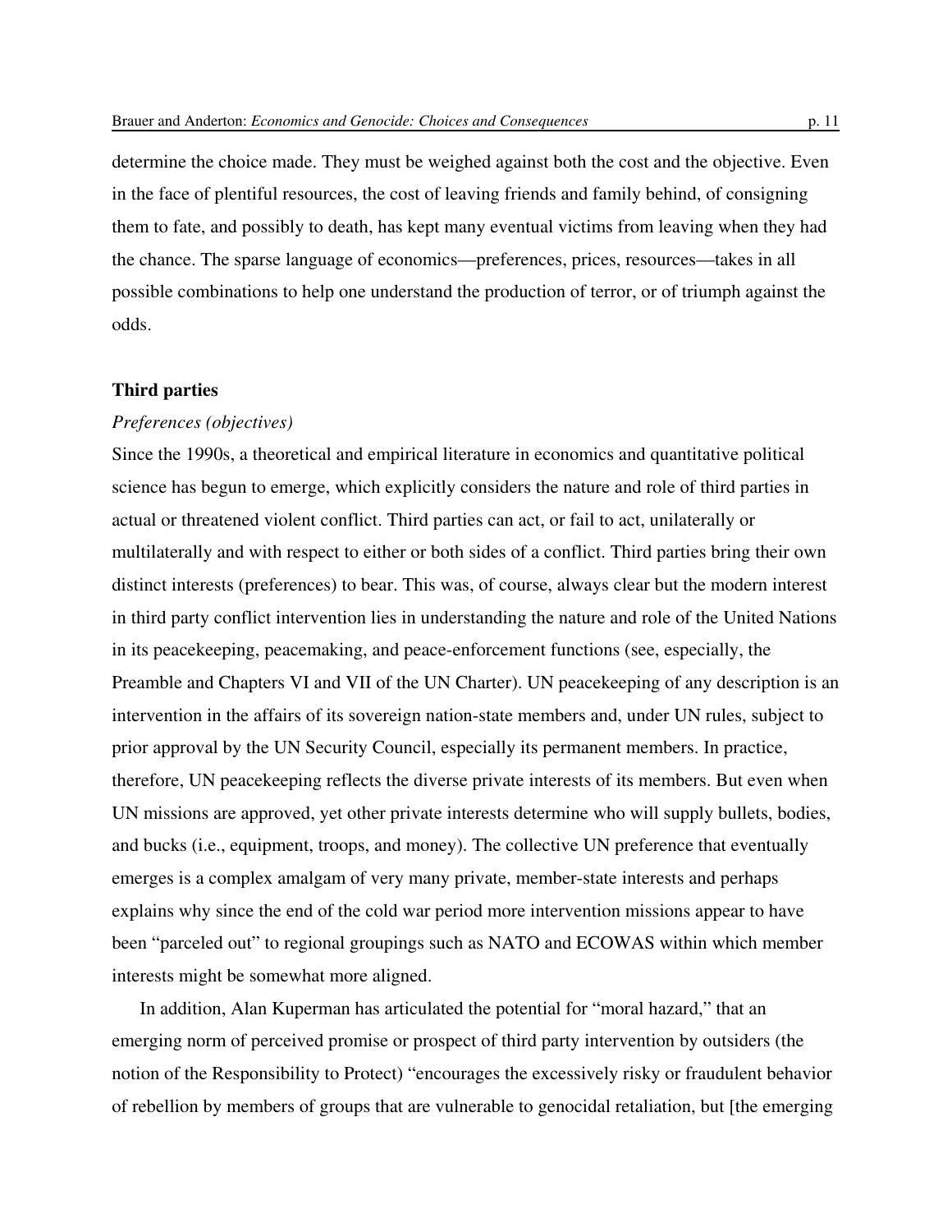determine the choice made. They must be weighed against both the cost and the objective. Even in the face of plentiful resources, the cost of leaving friends and family behind, of consigning them to fate, and possibly to death, has kept many eventual victims from leaving when they had the chance. The sparse language of economics—preferences, prices, resources—takes in all possible combinations to help one understand the production of terror, or of triumph against the odds.

**Third parties**

*Preferences (objectives)*

Since the 1990s, a theoretical and empirical literature in economics and quantitative political science has begun to emerge, which explicitly considers the nature and role of third parties in actual or threatened violent conflict. Third parties can act, or fail to act, unilaterally or multilaterally and with respect to either or both sides of a conflict. Third parties bring their own distinct interests (preferences) to bear. This was, of course, always clear but the modern interest in third party conflict intervention lies in understanding the nature and role of the United Nations in its peacekeeping, peacemaking, and peace-enforcement functions (see, especially, the Preamble and Chapters VI and VII of the UN Charter). UN peacekeeping of any description is an intervention in the affairs of its sovereign nation-state members and, under UN rules, subject to prior approval by the UN Security Council, especially its permanent members. In practice, therefore, UN peacekeeping reflects the diverse private interests of its members. But even when UN missions are approved, yet other private interests determine who will supply bullets, bodies, and bucks (i.e., equipment, troops, and money). The collective UN preference that eventually emerges is a complex amalgam of very many private, member-state interests and perhaps explains why since the end of the cold war period more intervention missions appear to have been "parceled out" to regional groupings such as NATO and ECOWAS within which member interests might be somewhat more aligned.

In addition, Alan Kuperman has articulated the potential for "moral hazard," that an emerging norm of perceived promise or prospect of third party intervention by outsiders (the notion of the Responsibility to Protect) "encourages the excessively risky or fraudulent behavior of rebellion by members of groups that are vulnerable to genocidal retaliation, but [the emerging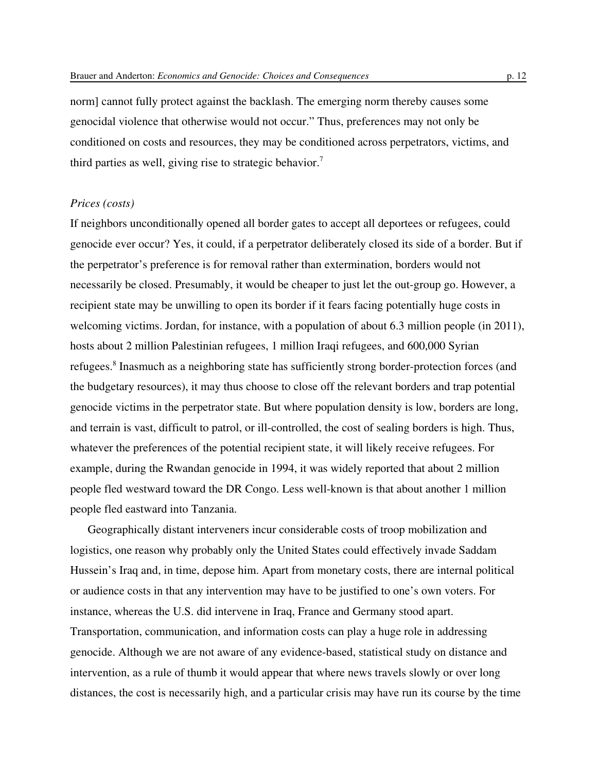norm] cannot fully protect against the backlash. The emerging norm thereby causes some genocidal violence that otherwise would not occur." Thus, preferences may not only be conditioned on costs and resources, they may be conditioned across perpetrators, victims, and third parties as well, giving rise to strategic behavior.[7]

*Prices (costs)*

If neighbors unconditionally opened all border gates to accept all deportees or refugees, could genocide ever occur? Yes, it could, if a perpetrator deliberately closed its side of a border. But if the perpetrator's preference is for removal rather than extermination, borders would not necessarily be closed. Presumably, it would be cheaper to just let the out-group go. However, a recipient state may be unwilling to open its border if it fears facing potentially huge costs in welcoming victims. Jordan, for instance, with a population of about 6.3 million people (in 2011), hosts about 2 million Palestinian refugees, 1 million Iraqi refugees, and 600,000 Syrian refugees.[8] Inasmuch as a neighboring state has sufficiently strong border-protection forces (and the budgetary resources), it may thus choose to close off the relevant borders and trap potential genocide victims in the perpetrator state. But where population density is low, borders are long, and terrain is vast, difficult to patrol, or ill-controlled, the cost of sealing borders is high. Thus, whatever the preferences of the potential recipient state, it will likely receive refugees. For example, during the Rwandan genocide in 1994, it was widely reported that about 2 million people fled westward toward the DR Congo. Less well-known is that about another 1 million people fled eastward into Tanzania.

Geographically distant interveners incur considerable costs of troop mobilization and logistics, one reason why probably only the United States could effectively invade Saddam Hussein's Iraq and, in time, depose him. Apart from monetary costs, there are internal political or audience costs in that any intervention may have to be justified to one's own voters. For instance, whereas the U.S. did intervene in Iraq, France and Germany stood apart. Transportation, communication, and information costs can play a huge role in addressing genocide. Although we are not aware of any evidence-based, statistical study on distance and intervention, as a rule of thumb it would appear that where news travels slowly or over long distances, the cost is necessarily high, and a particular crisis may have run its course by the time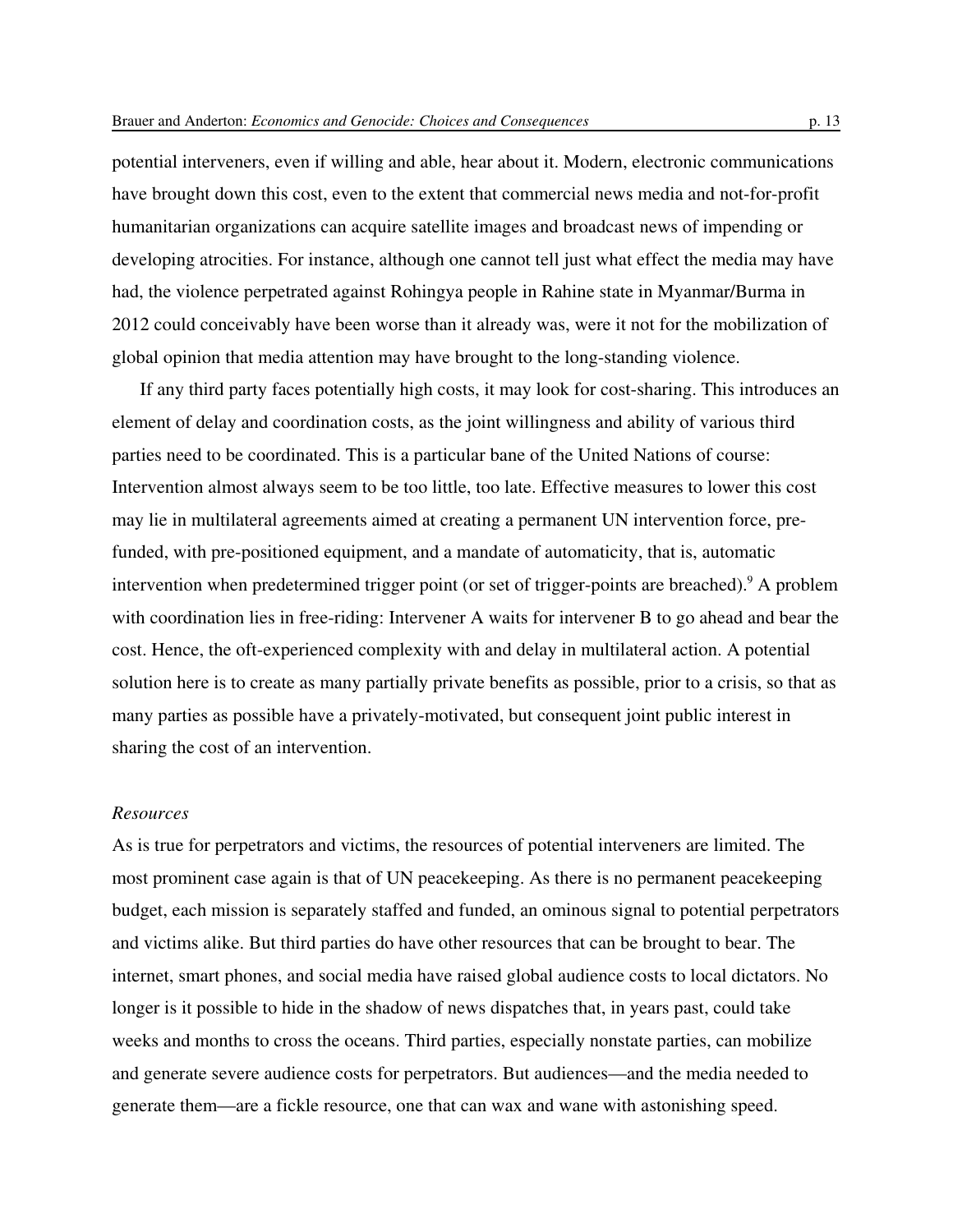potential interveners, even if willing and able, hear about it. Modern, electronic communications have brought down this cost, even to the extent that commercial news media and not-for-profit humanitarian organizations can acquire satellite images and broadcast news of impending or developing atrocities. For instance, although one cannot tell just what effect the media may have had, the violence perpetrated against Rohingya people in Rahine state in Myanmar/Burma in 2012 could conceivably have been worse than it already was, were it not for the mobilization of global opinion that media attention may have brought to the long-standing violence.

If any third party faces potentially high costs, it may look for cost-sharing. This introduces an element of delay and coordination costs, as the joint willingness and ability of various third parties need to be coordinated. This is a particular bane of the United Nations of course: Intervention almost always seem to be too little, too late. Effective measures to lower this cost may lie in multilateral agreements aimed at creating a permanent UN intervention force, pre-funded, with pre-positioned equipment, and a mandate of automaticity, that is, automatic intervention when predetermined trigger point (or set of trigger-points are breached).[9] A problem with coordination lies in free-riding: Intervener A waits for intervener B to go ahead and bear the cost. Hence, the oft-experienced complexity with and delay in multilateral action. A potential solution here is to create as many partially private benefits as possible, prior to a crisis, so that as many parties as possible have a privately-motivated, but consequent joint public interest in sharing the cost of an intervention.

*Resources*

As is true for perpetrators and victims, the resources of potential interveners are limited. The most prominent case again is that of UN peacekeeping. As there is no permanent peacekeeping budget, each mission is separately staffed and funded, an ominous signal to potential perpetrators and victims alike. But third parties do have other resources that can be brought to bear. The internet, smart phones, and social media have raised global audience costs to local dictators. No longer is it possible to hide in the shadow of news dispatches that, in years past, could take weeks and months to cross the oceans. Third parties, especially nonstate parties, can mobilize and generate severe audience costs for perpetrators. But audiences—and the media needed to generate them—are a fickle resource, one that can wax and wane with astonishing speed.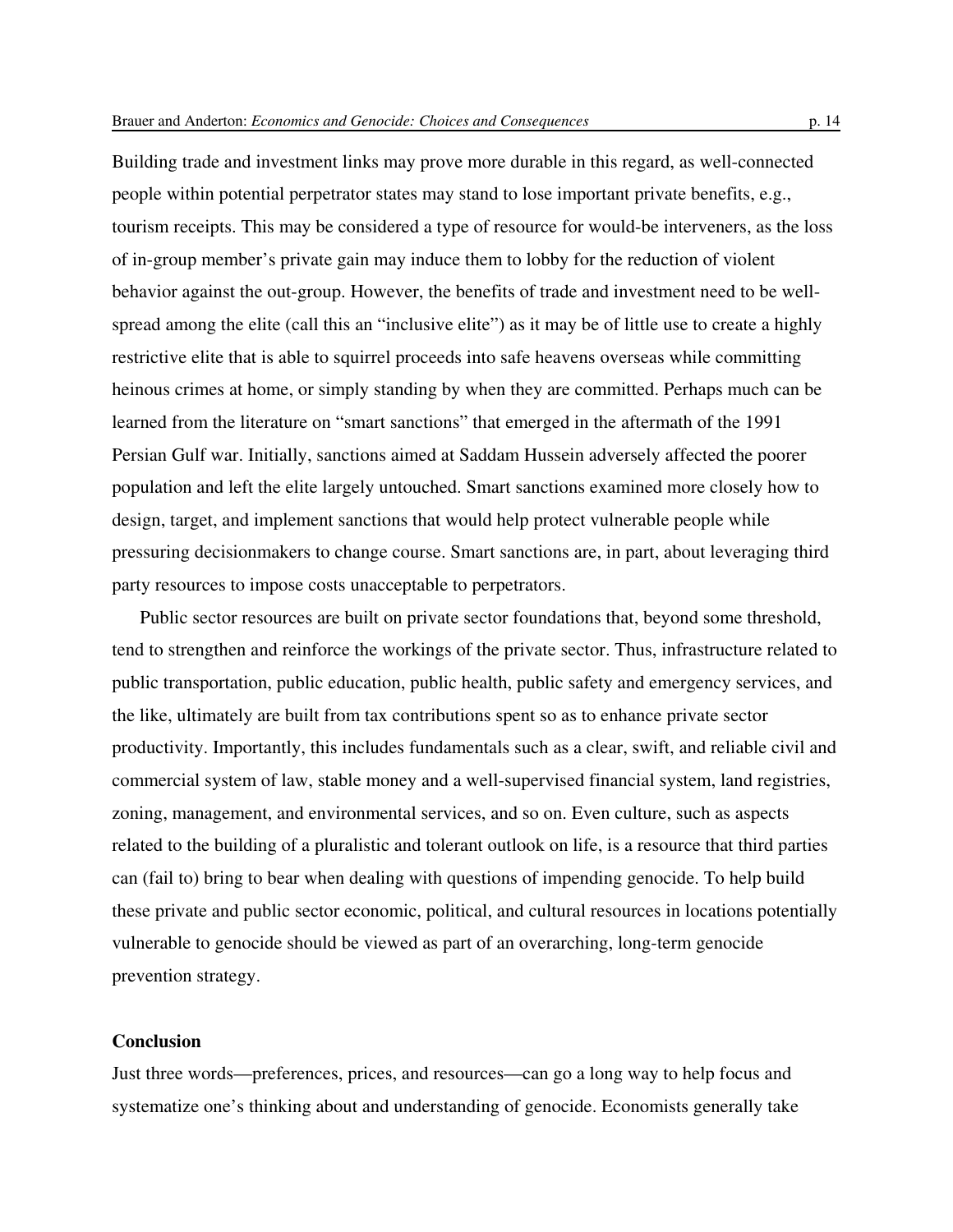Building trade and investment links may prove more durable in this regard, as well-connected people within potential perpetrator states may stand to lose important private benefits, e.g., tourism receipts. This may be considered a type of resource for would-be interveners, as the loss of in-group member's private gain may induce them to lobby for the reduction of violent behavior against the out-group. However, the benefits of trade and investment need to be well-spread among the elite (call this an "inclusive elite") as it may be of little use to create a highly restrictive elite that is able to squirrel proceeds into safe heavens overseas while committing heinous crimes at home, or simply standing by when they are committed. Perhaps much can be learned from the literature on "smart sanctions" that emerged in the aftermath of the 1991 Persian Gulf war. Initially, sanctions aimed at Saddam Hussein adversely affected the poorer population and left the elite largely untouched. Smart sanctions examined more closely how to design, target, and implement sanctions that would help protect vulnerable people while pressuring decisionmakers to change course. Smart sanctions are, in part, about leveraging third party resources to impose costs unacceptable to perpetrators.

Public sector resources are built on private sector foundations that, beyond some threshold, tend to strengthen and reinforce the workings of the private sector. Thus, infrastructure related to public transportation, public education, public health, public safety and emergency services, and the like, ultimately are built from tax contributions spent so as to enhance private sector productivity. Importantly, this includes fundamentals such as a clear, swift, and reliable civil and commercial system of law, stable money and a well-supervised financial system, land registries, zoning, management, and environmental services, and so on. Even culture, such as aspects related to the building of a pluralistic and tolerant outlook on life, is a resource that third parties can (fail to) bring to bear when dealing with questions of impending genocide. To help build these private and public sector economic, political, and cultural resources in locations potentially vulnerable to genocide should be viewed as part of an overarching, long-term genocide prevention strategy.

## Conclusion

Just three words—preferences, prices, and resources—can go a long way to help focus and systematize one's thinking about and understanding of genocide. Economists generally take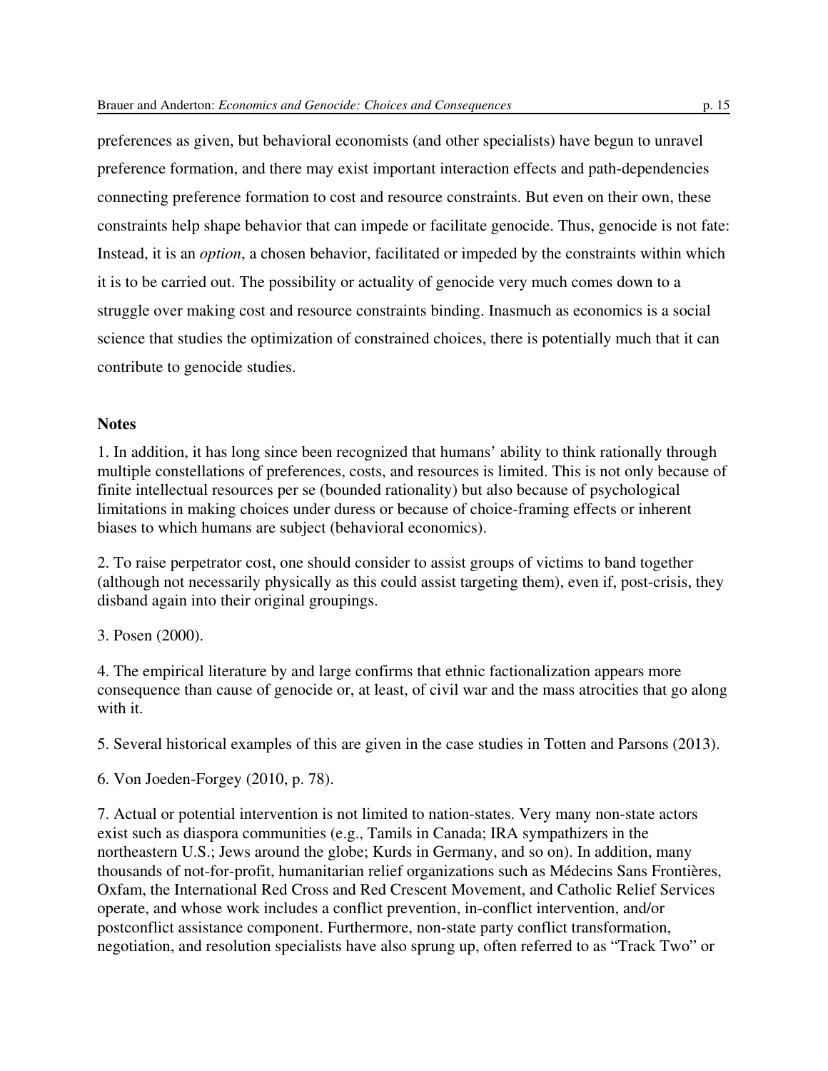preferences as given, but behavioral economists (and other specialists) have begun to unravel preference formation, and there may exist important interaction effects and path-dependencies connecting preference formation to cost and resource constraints. But even on their own, these constraints help shape behavior that can impede or facilitate genocide. Thus, genocide is not fate: Instead, it is an *option*, a chosen behavior, facilitated or impeded by the constraints within which it is to be carried out. The possibility or actuality of genocide very much comes down to a struggle over making cost and resource constraints binding. Inasmuch as economics is a social science that studies the optimization of constrained choices, there is potentially much that it can contribute to genocide studies.

**Notes**

1. In addition, it has long since been recognized that humans' ability to think rationally through multiple constellations of preferences, costs, and resources is limited. This is not only because of finite intellectual resources per se (bounded rationality) but also because of psychological limitations in making choices under duress or because of choice-framing effects or inherent biases to which humans are subject (behavioral economics).

2. To raise perpetrator cost, one should consider to assist groups of victims to band together (although not necessarily physically as this could assist targeting them), even if, post-crisis, they disband again into their original groupings.

3. Posen (2000).

4. The empirical literature by and large confirms that ethnic factionalization appears more consequence than cause of genocide or, at least, of civil war and the mass atrocities that go along with it.

5. Several historical examples of this are given in the case studies in Totten and Parsons (2013).

6. Von Joeden-Forgey (2010, p. 78).

7. Actual or potential intervention is not limited to nation-states. Very many non-state actors exist such as diaspora communities (e.g., Tamils in Canada; IRA sympathizers in the northeastern U.S.; Jews around the globe; Kurds in Germany, and so on). In addition, many thousands of not-for-profit, humanitarian relief organizations such as Médecins Sans Frontières, Oxfam, the International Red Cross and Red Crescent Movement, and Catholic Relief Services operate, and whose work includes a conflict prevention, in-conflict intervention, and/or postconflict assistance component. Furthermore, non-state party conflict transformation, negotiation, and resolution specialists have also sprung up, often referred to as "Track Two" or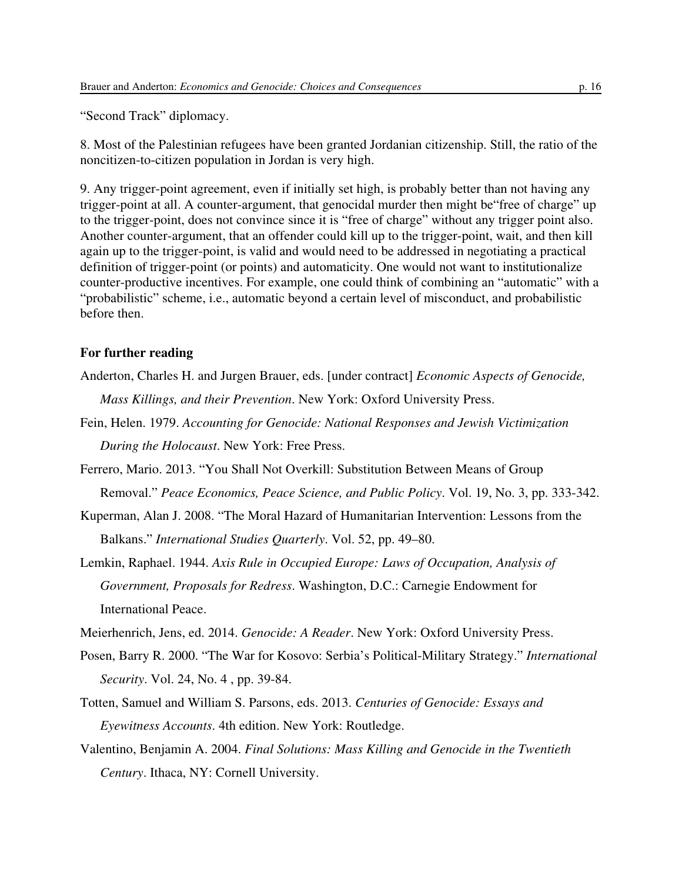"Second Track" diplomacy.

8. Most of the Palestinian refugees have been granted Jordanian citizenship. Still, the ratio of the noncitizen-to-citizen population in Jordan is very high.

9. Any trigger-point agreement, even if initially set high, is probably better than not having any trigger-point at all. A counter-argument, that genocidal murder then might be"free of charge" up to the trigger-point, does not convince since it is "free of charge" without any trigger point also. Another counter-argument, that an offender could kill up to the trigger-point, wait, and then kill again up to the trigger-point, is valid and would need to be addressed in negotiating a practical definition of trigger-point (or points) and automaticity. One would not want to institutionalize counter-productive incentives. For example, one could think of combining an "automatic" with a "probabilistic" scheme, i.e., automatic beyond a certain level of misconduct, and probabilistic before then.

**For further reading**

Anderton, Charles H. and Jurgen Brauer, eds. [under contract] *Economic Aspects of Genocide, Mass Killings, and their Prevention*. New York: Oxford University Press.

Fein, Helen. 1979. *Accounting for Genocide: National Responses and Jewish Victimization During the Holocaust*. New York: Free Press.

Ferrero, Mario. 2013. "You Shall Not Overkill: Substitution Between Means of Group Removal." *Peace Economics, Peace Science, and Public Policy*. Vol. 19, No. 3, pp. 333-342.

Kuperman, Alan J. 2008. "The Moral Hazard of Humanitarian Intervention: Lessons from the Balkans." *International Studies Quarterly*. Vol. 52, pp. 49–80.

Lemkin, Raphael. 1944. *Axis Rule in Occupied Europe: Laws of Occupation, Analysis of Government, Proposals for Redress*. Washington, D.C.: Carnegie Endowment for International Peace.

Meierhenrich, Jens, ed. 2014. *Genocide: A Reader*. New York: Oxford University Press.

Posen, Barry R. 2000. "The War for Kosovo: Serbia's Political-Military Strategy." *International Security*. Vol. 24, No. 4 , pp. 39-84.

Totten, Samuel and William S. Parsons, eds. 2013. *Centuries of Genocide: Essays and Eyewitness Accounts*. 4th edition. New York: Routledge.

Valentino, Benjamin A. 2004. *Final Solutions: Mass Killing and Genocide in the Twentieth Century*. Ithaca, NY: Cornell University.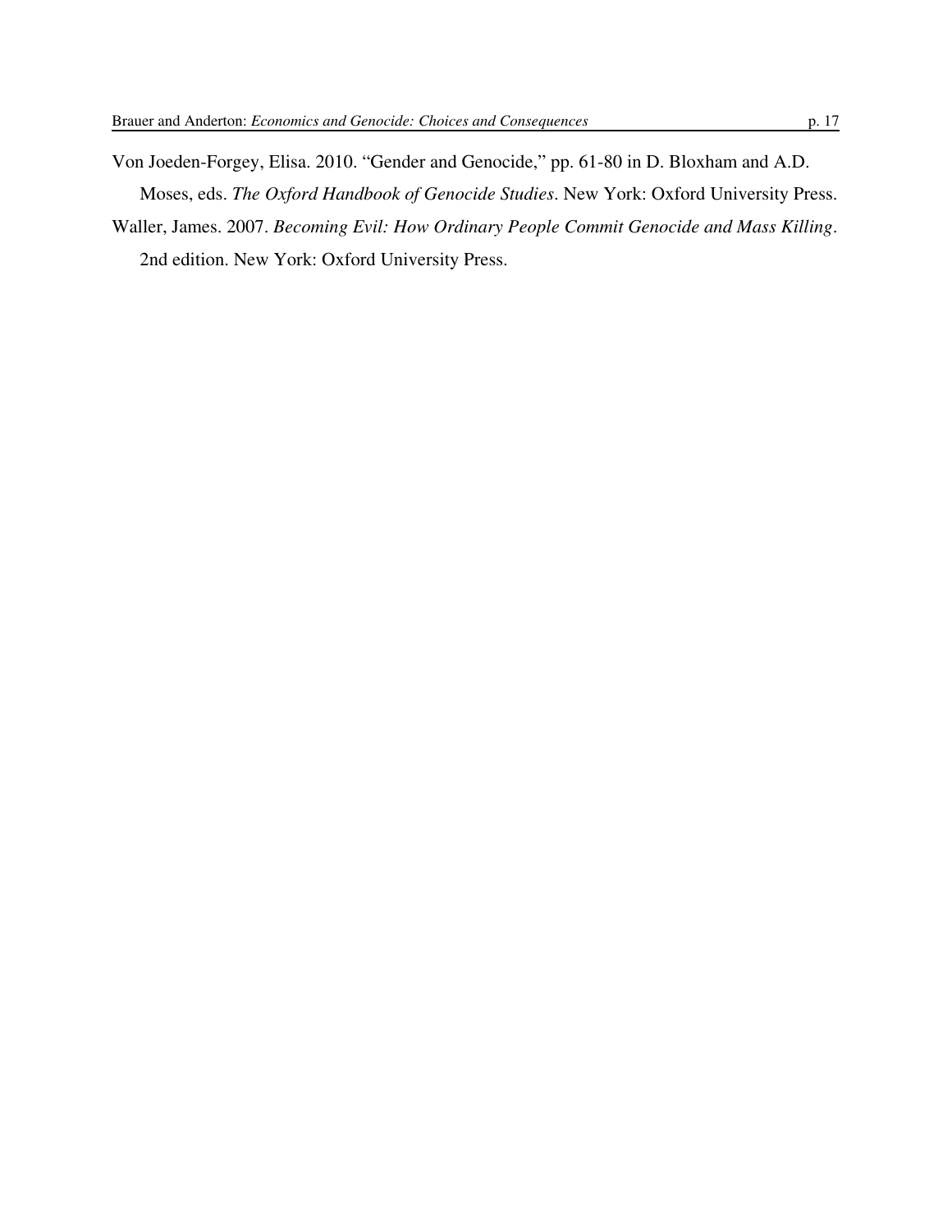Von Joeden-Forgey, Elisa. 2010. "Gender and Genocide," pp. 61-80 in D. Bloxham and A.D. Moses, eds. *The Oxford Handbook of Genocide Studies*. New York: Oxford University Press.

Waller, James. 2007. *Becoming Evil: How Ordinary People Commit Genocide and Mass Killing*. 2nd edition. New York: Oxford University Press.